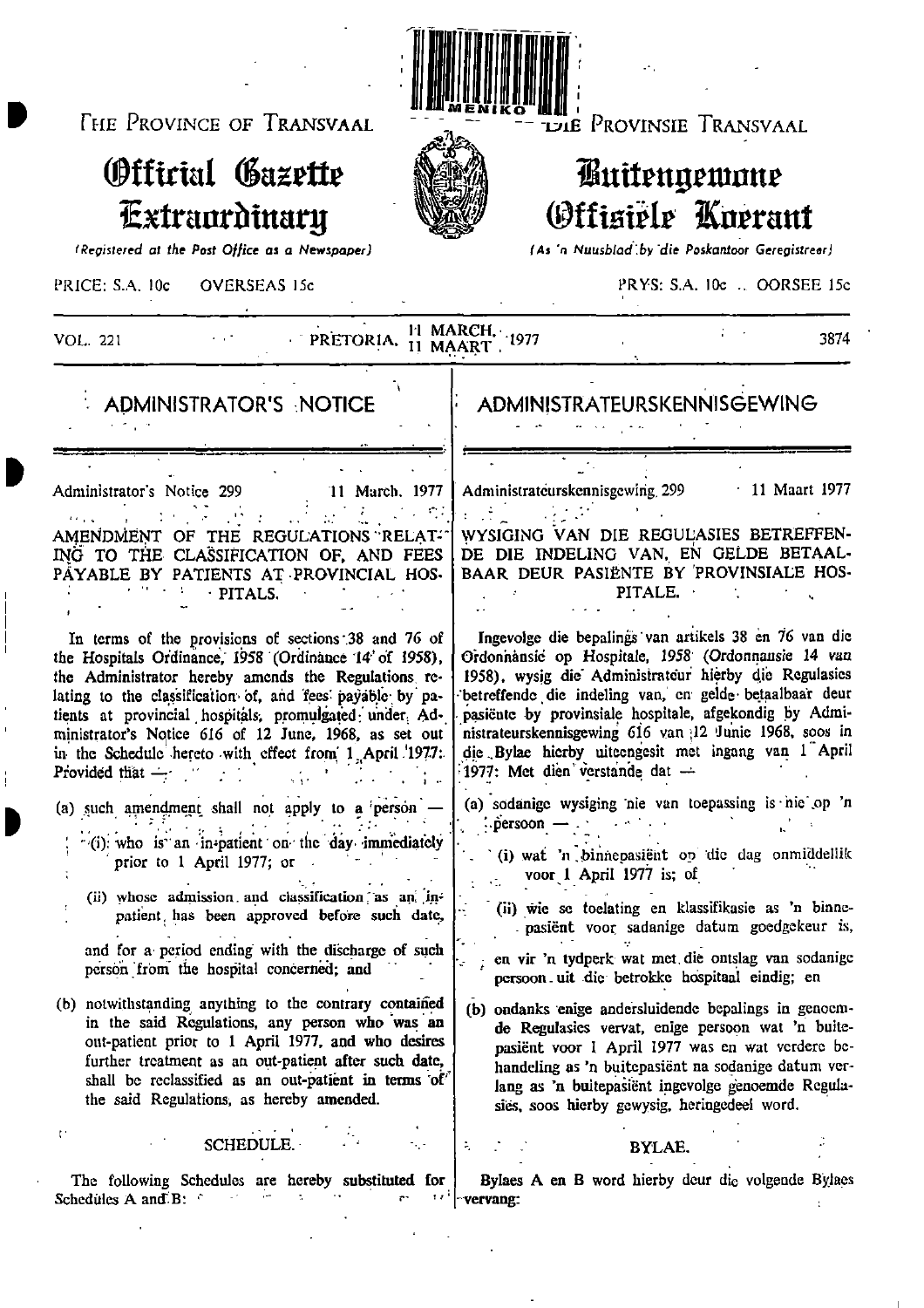THE PROVINCE OF TRANSVAAL

# Official Gazette Extraordinary

*(Registered at the Post Office as a Newspaper)*

PRICE: S.A. 10c OVERSEAS 15c

DIE PROVINSIE TRANSVAAL

# Buitengewone Offisiële Koerant

*(As 'n Nuusblad by die Poskantoor Geregistreer)*

PRYS: S.A. 10c .. OORSEE 15c

VOL. 221 PRETORIA, 11 MARCH, 11 MAART, 1977 3874

## ADMINISTRATOR'S NOTICE

Administrator's Notice 299 11 March, 1977

AMENDMENT OF THE REGULATIONS RELATING TO THE CLASSIFICATION OF, AND FEES PAYABLE BY PATIENTS AT PROVINCIAL HOSPITALS.

In terms of the provisions of sections 38 and 76 of the Hospitals Ordinance, 1958 (Ordinance 14 of 1958), the Administrator hereby amends the Regulations relating to the classification of, and fees payable by patients at provincial hospitals, promulgated under Administrator's Notice 616 of 12 June, 1968, as set out in the Schedule hereto with effect from 1 April 1977: Provided that —

(a) such amendment shall not apply to a person —

(i) who is an in-patient on the day immediately prior to 1 April 1977; or

(ii) whose admission and classification as an in-patient has been approved before such date,

and for a period ending with the discharge of such person from the hospital concerned; and

(b) notwithstanding anything to the contrary contained in the said Regulations, any person who was an out-patient prior to 1 April 1977, and who desires further treatment as an out-patient after such date, shall be reclassified as an out-patient in terms of the said Regulations, as hereby amended.

SCHEDULE.

The following Schedules are hereby substituted for Schedules A and B:

## ADMINISTRATEURSKENNISGEWING

Administrateurskennisgewing 299 11 Maart 1977

WYSIGING VAN DIE REGULASIES BETREFFENDE DIE INDELING VAN, EN GELDE BETAALBAAR DEUR PASIËNTE BY PROVINSIALE HOSPITALE.

Ingevolge die bepalings van artikels 38 en 76 van die Ordonnansie op Hospitale, 1958 (Ordonnansie 14 van 1958), wysig die Administrateur hierby die Regulasies betreffende die indeling van, en gelde betaalbaar deur pasiënte by provinsiale hospitale, afgekondig by Administrateurskennisgewing 616 van 12 Junie 1968, soos in die Bylae hierby uiteengesit met ingang van 1 April 1977: Met dien verstande dat —

(a) sodanige wysiging nie van toepassing is nie op 'n persoon —

(i) wat 'n binnepasiënt op die dag onmiddellik voor 1 April 1977 is; of

(ii) wie se toelating en klassifikasie as 'n binnepasiënt voor sadanige datum goedgekeur is,

en vir 'n tydperk wat met die ontslag van sodanige persoon uit die betrokke hospitaal eindig; en

(b) ondanks enige andersluidende bepalings in genoemde Regulasies vervat, enige persoon wat 'n buitepasiënt voor 1 April 1977 was en wat verdere behandeling as 'n buitepasiënt na sodanige datum verlang as 'n buitepasiënt ingevolge genoemde Regulasies, soos hierby gewysig, heringedeel word.

BYLAE.

Bylaes A en B word hierby deur die volgende Bylaes vervang: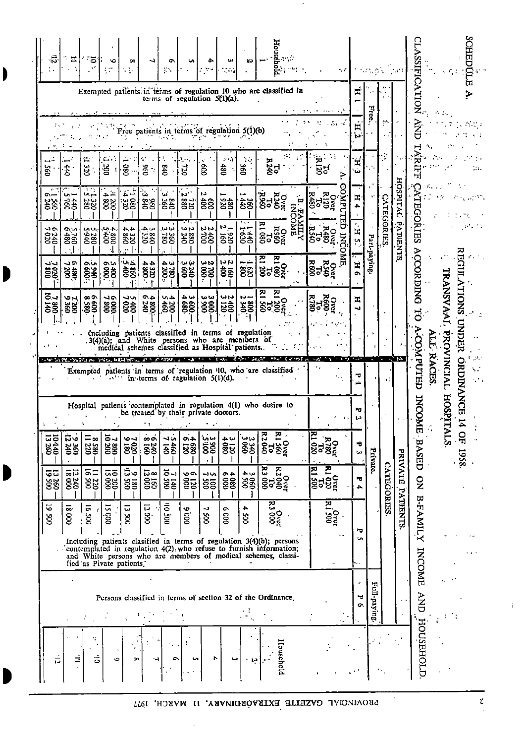SCHEDULE A.

# REGULATIONS UNDER ORDINANCE 14 OF 1958.

## TRANSVAAL PROVINCIAL HOSPITALS.

### ALL RACES.

## CLASSIFICATION AND TARIFF CATEGORIES ACCORDING TO A-COMPUTED INCOME BASED ON B-FAMILY INCOME AND HOUSEHOLD.

| | HOSPITAL PATIENTS | | | | | | | PRIVATE PATIENTS | | | | | | |
|---|---|---|---|---|---|---|---|---|---|---|---|---|---|---|
| | CATEGORIES. | | | | | | | CATEGORIES. | | | | | | |
| | Free. | | Part-paying. | | | | | Private. | | | | | Full-paying. | |
| | H 1 | H 2 | H 3 | H 4 | H 5 | H 6 | H 7 | P 1 | P 2 | P 3 | P 4 | P 5 | P 6 | |
| A. COMPUTED INCOME. | | | To R120 | Over R120 To R480 | Over R480 To R540 | Over R540 To R600 | Over R600 To R780 | | | Over R780 To R1 020 | Over R1 020 To R1 500 | Over R1 500 | | |
| B. FAMILY INCOME. Household 1 | | | To R240 | Over R240 To R960 | Over R960 To R1 080 | Over R1 080 To R1 200 | Over R1 200 To R1 560 | | | Over R1 560 To R2 040 | Over R2 040 To R3 000 | Over R3 000 | | Household 1 |
| 2 | | | 360 | 360—1 440 | 1 440—1 620 | 1 620—1 800 | 1 800—2 340 | | | 2 340—3 060 | 3 060—4 500 | 4 500 | | 2 |
| 3 | | | 480 | 480—1 920 | 1 920—2 160 | 2 160—2 400 | 2 400—3 120 | | | 3 120—4 080 | 4 080—6 000 | 6 000 | | 3 |
| 4 | | | 600 | 600—2 400 | 2 400—2 700 | 2 700—3 000 | 3 000—3 900 | | | 3 900—5 100 | 5 100—7 500 | 7 500 | | 4 |
| 5 | | | 720 | 720—2 880 | 2 880—3 240 | 3 240—3 600 | 3 600—4 680 | | | 4 680—6 120 | 6 120—9 000 | 9 000 | | 5 |
| 6 | | | 840 | 840—3 360 | 3 360—3 780 | 3 780—4 200 | 4 200—5 460 | | | 5 460—7 140 | 7 140—10 500 | 10 500 | | 6 |
| 7 | | | 960 | 960—3 840 | 3 840—4 320 | 4 320—4 800 | 4 800—6 240 | | | 6 240—8 160 | 8 160—12 000 | 12 000 | | 7 |
| 8 | | | 1 080 | 1 080—4 320 | 4 320—4 860 | 4 860—5 400 | 5 400—7 020 | | | 7 020—9 180 | 9 180—13 500 | 13 500 | | 8 |
| 9 | | | 1 200 | 1 200—4 800 | 4 800—5 400 | 5 400—6 000 | 6 000—7 800 | | | 7 800—10 200 | 10 200—15 000 | 15 000 | | 9 |
| 10 | | | 1 320 | 1 320—5 280 | 5 280—5 940 | 5 940—6 600 | 6 600—8 580 | | | 8 580—11 220 | 11 220—16 500 | 16 500 | | 10 |
| 11 | | | 1 440 | 1 440—5 760 | 5 760—6 480 | 6 480—7 200 | 7 200—9 360 | | | 9 360—12 240 | 12 240—18 000 | 18 000 | | 11 |
| 12 | | | 1 560 | 1 560—6 240 | 6 240—7 020 | 7 020—7 800 | 7 800—10 140 | | | 10 140—13 260 | 13 260—19 500 | 19 500 | | 12 |
| | Exempted patients in terms of regulation 10 who are classified in terms of regulation 5(1)(a). | Free patients in terms of regulation 5(1)(b) | Including patients classified in terms of regulation 3(4)(a); and White persons who are members of medical schemes classified as Hospital patients. | | | | | Exempted patients in terms of regulation 10, who are classified in terms of regulation 5(1)(d). | Hospital patients contemplated in regulation 4(1) who desire to be treated by their private doctors. | Including patients clasified in terms of regulation 3(4)(b); persons contemplated in regulation 4(2) who refuse to furnish information; and White persons who are members of medical schemes, classified as Pivate patients. | | | Persons classified in terms of section 32 of the Ordinance. | |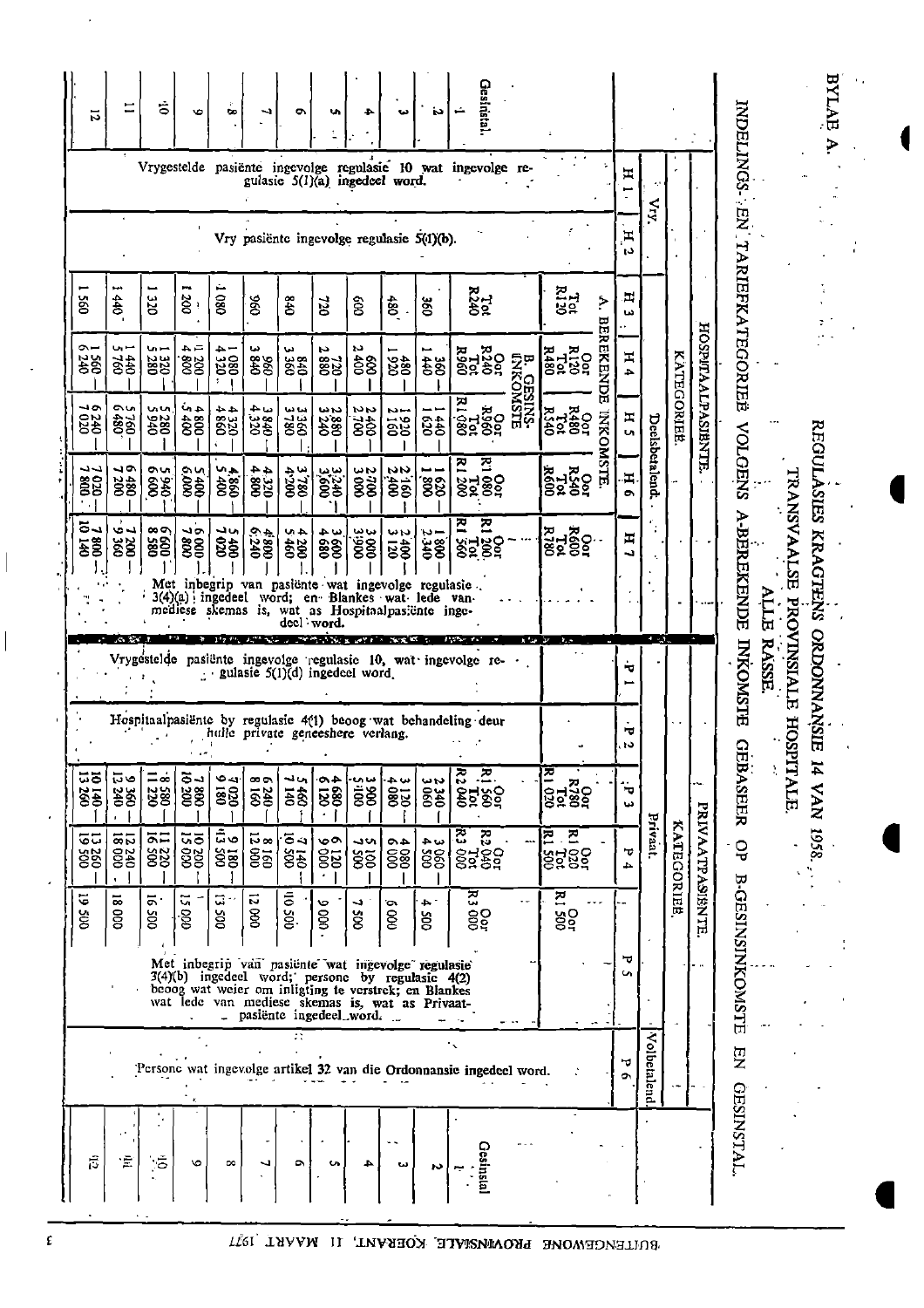BYLAE A.

# REGULASIES KRAGTENS ORDONNANSIE 14 VAN 1958.

## TRANSVAALSE PROVINSIALE HOSPITALE.

## ALLE RASSE.

### INDELINGS- EN TARIEFKATEGORIEË VOLGENS A-BEREKENDE INKOMSTE GEBASEER OP B-GESINSINKOMSTE EN GESINSTAL.

| | HOSPITAALPASIËNTE. | | | | | | | | PRIVAATPASIËNTE. | | | | | | | |
|---|---|---|---|---|---|---|---|---|---|---|---|---|---|---|---|---|
| | KATEGORIEË. | | | | | | | | KATEGORIEË. | | | | | | | |
| | Vry. | | Deelsbetalend. | | | | | | Privaat. | | | | | | Volbetalend. | |
| | H 1 | H 2 | H 3 | H 4 | H 5 | H 6 | H 7 | | P 1 | P 2 | P 3 | P 4 | | P 5 | P 6 | |
| A. BEREKENDE INKOMSTE. | | | Tot R120 | Oor R120 Tot R480 | Oor R480 Tot R540 | Oor R540 Tot R600 | Oor R600 Tot R780 | | | | Oor R780 Tot R1 020 | Oor R1 020 Tot R1 500 | Oor R1 500 | | | |
| Gesinstal. B. GESINSINKOMSTE | | | | | | | | | | | | | | | | Gesinstal |
| 1 | Vrygestelde pasiënte ingevolge regulasie 10 wat ingevolge regulasie 5(1)(a) ingedeel word. | Vry pasiënte ingevolge regulasie 5(1)(b). | Tot R240 | Oor R240 Tot R960 | Oor R960 Tot R1 080 | Oor R1 080 Tot R1 200 | Oor R1 200 Tot R1 560 | Met inbegrip van pasiënte wat ingevolge regulasie 3(4)(a) ingedeel word; en Blankes wat lede van mediese skemas is, wat as Hospitaalpasiënte ingedeel word. | Vrygestelde pasiënte ingevolge regulasie 10, wat ingevolge regulasie 5(1)(d) ingedeel word. | Hospitaalpasiënte by regulasie 4(1) beoog wat behandeling deur hulle private geneeshere verlang. | Oor R1 560 Tot R2 040 | Oor R2 040 Tot R3 000 | Oor R3 000 | Met inbegrip van pasiënte wat ingevolge regulasie 3(4)(b) ingedeel word; persone by regulasie 4(2) beoog wat weier om inligting te verstrek; en Blankes wat lede van mediese skemas is, wat as Privaatpasiënte ingedeel word. | Persone wat ingevolge artikel 32 van die Ordonnansie ingedeel word. | 1 |
| 2 | | | 360 | 360—1 440 | 1 440—1 620 | 1 620—1 800 | 1 800—2 340 | | | | 2 340—3 060 | 3 060—4 500 | 4 500 | | | 2 |
| 3 | | | 480 | 480—1 920 | 1 920—2 160 | 2 160—2 400 | 2 400—3 120 | | | | 3 120—4 080 | 4 080—6 000 | 6 000 | | | 3 |
| 4 | | | 600 | 600—2 400 | 2 400—2 700 | 2 700—3 000 | 3 000—3 900 | | | | 3 900—5 100 | 5 100—7 500 | 7 500 | | | 4 |
| 5 | | | 720 | 720—2 880 | 2 880—3 240 | 3 240—3 600 | 3 600—4 680 | | | | 4 680—6 120 | 6 120—9 000 | 9 000 | | | 5 |
| 6 | | | 840 | 840—3 360 | 3 360—3 780 | 3 780—4 200 | 4 200—5 460 | | | | 5 460—7 140 | 7 140—10 500 | 10 500 | | | 6 |
| 7 | | | 960 | 960—3 840 | 3 840—4 320 | 4 320—4 800 | 4 800—6 240 | | | | 6 240—8 160 | 8 160—12 000 | 12 000 | | | 7 |
| 8 | | | 1 080 | 1 080—4 320 | 4 320—4 860 | 4 860—5 400 | 5 400—7 020 | | | | 7 020—9 180 | 9 180—13 500 | 13 500 | | | 8 |
| 9 | | | 1 200 | 1 200—4 800 | 4 800—5 400 | 5 400—6 000 | 6 000—7 800 | | | | 7 800—10 200 | 10 200—15 000 | 15 000 | | | 9 |
| 10 | | | 1 320 | 1 320—5 280 | 5 280—5 940 | 5 940—6 600 | 6 600—8 580 | | | | 8 580—11 220 | 11 220—16 500 | 16 500 | | | 10 |
| 11 | | | 1 440 | 1 440—5 760 | 5 760—6 480 | 6 480—7 200 | 7 200—9 360 | | | | 9 360—12 240 | 12 240—18 000 | 18 000 | | | 11 |
| 12 | | | 1 560 | 1 560—6 240 | 6 240—7 020 | 7 020—7 800 | 7 800—10 140 | | | | 10 140—13 260 | 13 260—19 500 | 19 500 | | | 12 |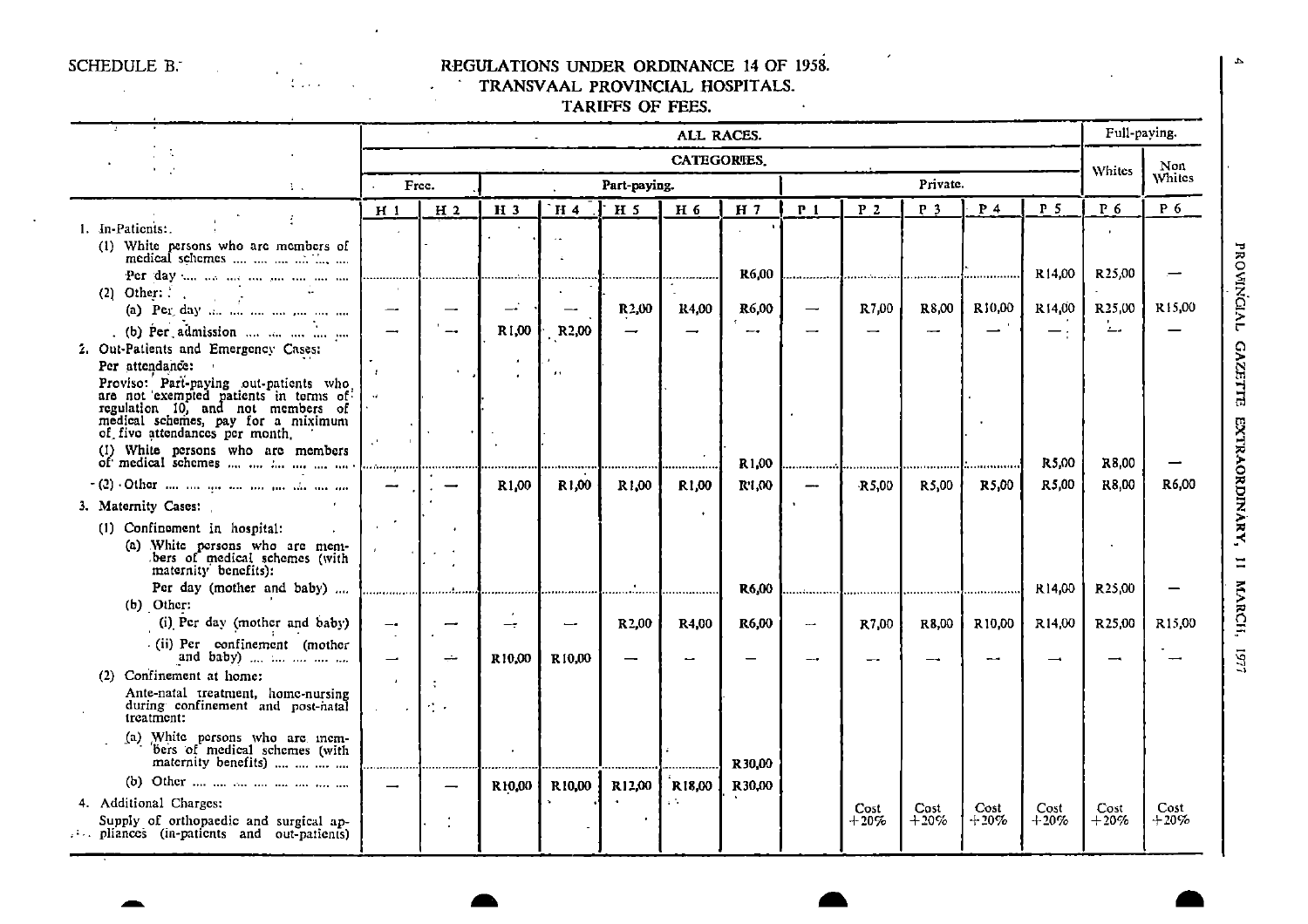SCHEDULE B.

# REGULATIONS UNDER ORDINANCE 14 OF 1958.

## TRANSVAAL PROVINCIAL HOSPITALS.

### TARIFFS OF FEES.

| | ALL RACES. | | | | | | | | | | | | Full-paying. | |
|---|---|---|---|---|---|---|---|---|---|---|---|---|---|---|
| | CATEGORIES. | | | | | | | | | | | | Whites | Non Whites |
| | Free. | | Part-paying. | | | | | Private. | | | | | | |
| | H 1 | H 2 | H 3 | H 4 | H 5 | H 6 | H 7 | P 1 | P 2 | P 3 | P 4 | P 5 | P 6 | P 6 |
| 1. In-Patients: | | | | | | | | | | | | | | |
| (1) White persons who are members of medical schemes | | | | | | | | | | | | | | |
| Per day | | | | | | | R6,00 | | | | | R14,00 | R25,00 | — |
| (2) Other: | | | | | | | | | | | | | | |
| (a) Per day | — | — | — | — | R2,00 | R4,00 | R6,00 | — | R7,00 | R8,00 | R10,00 | R14,00 | R25,00 | R15,00 |
| (b) Per admission | — | — | R1,00 | R2,00 | — | — | — | — | — | — | — | — | — | — |
| 2. Out-Patients and Emergency Cases: | | | | | | | | | | | | | | |
| Per attendance: | | | | | | | | | | | | | | |
| Proviso: Part-paying out-patients who are not exempted patients in terms of regulation 10, and not members of medical schemes, pay for a miximum of five attendances per month. | | | | | | | | | | | | | | |
| (1) White persons who are members of medical schemes | | | | | | | R1,00 | | | | | R5,00 | R8,00 | — |
| (2) Other | — | — | R1,00 | R1,00 | R1,00 | R1,00 | R1,00 | — | R5,00 | R5,00 | R5,00 | R5,00 | R8,00 | R6,00 |
| 3. Maternity Cases: | | | | | | | | | | | | | | |
| (1) Confinement in hospital: | | | | | | | | | | | | | | |
| (a) White persons who are members of medical schemes (with maternity benefits): | | | | | | | | | | | | | | |
| Per day (mother and baby) | | | | | | | R6,00 | | | | | R14,00 | R25,00 | — |
| (b) Other: | | | | | | | | | | | | | | |
| (i) Per day (mother and baby) | — | — | — | — | R2,00 | R4,00 | R6,00 | — | R7,00 | R8,00 | R10,00 | R14,00 | R25,00 | R15,00 |
| (ii) Per confinement (mother and baby) | — | — | R10,00 | R10,00 | — | — | — | — | — | — | — | — | — | — |
| (2) Confinement at home: | | | | | | | | | | | | | | |
| Ante-natal treatment, home-nursing during confinement and post-natal treatment: | | | | | | | | | | | | | | |
| (a) White persons who are members of medical schemes (with maternity benefits) | | | | | | | R30,00 | | | | | | | |
| (b) Other | — | — | R10,00 | R10,00 | R12,00 | R18,00 | R30,00 | | | | | | | |
| 4. Additional Charges: | | | | | | | | | | | | | | |
| Supply of orthopaedic and surgical appliances (in-patients and out-patients) | | | | | | | | | Cost +20% | Cost +20% | Cost +20% | Cost +20% | Cost +20% | Cost +20% |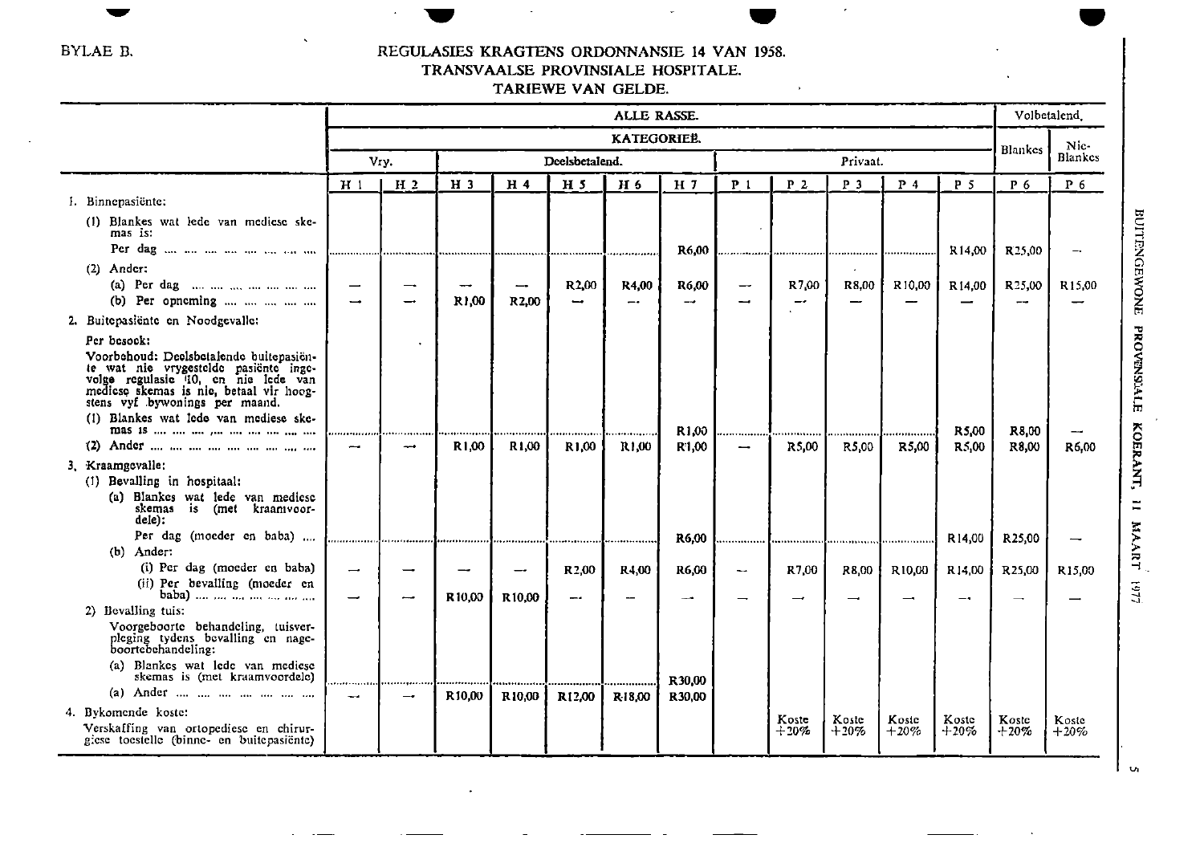BYLAE B.

# REGULASIES KRAGTENS ORDONNANSIE 14 VAN 1958.
## TRANSVAALSE PROVINSIALE HOSPITALE.
## TARIEWE VAN GELDE.

| | ALLE RASSE. | | | | | | | | | | | | Volbetalend. | |
|---|---|---|---|---|---|---|---|---|---|---|---|---|---|---|
| | KATEGORIEË. | | | | | | | | | | | | Blankes | Nie-Blankes |
| | Vry. | | Deelsbetalend. | | | | | Privaat. | | | | | | |
| | H 1 | H 2 | H 3 | H 4 | H 5 | H 6 | H 7 | P 1 | P 2 | P 3 | P 4 | P 5 | P 6 | P 6 |
| 1. Binnepasiënte: | | | | | | | | | | | | | | |
| (1) Blankes wat lede van mediese skemas is: Per dag | | | | | | | R6,00 | | | | | R14,00 | R25,00 | — |
| (2) Ander: | | | | | | | | | | | | | | |
| (a) Per dag | — | — | — | — | R2,00 | R4,00 | R6,00 | — | R7,00 | R8,00 | R10,00 | R14,00 | R25,00 | R15,00 |
| (b) Per opneming | — | — | R1,00 | R2,00 | — | — | — | — | — | — | — | — | — | — |
| 2. Buitepasiënte en Noodgevalle: | | | | | | | | | | | | | | |
| Per besoek: Voorbehoud: Deelsbetalende buitepasiënte wat nie vrygestelde pasiënte ingevolge regulasie 10, en nie lede van mediese skemas is nie, betaal vir hoogstens vyf bywonings per maand. | | | | | | | | | | | | | | |
| (1) Blankes wat lede van mediese skemas is | | | | | | | R1,00 | | | | | R5,00 | R8,00 | — |
| (2) Ander | — | — | R1,00 | R1,00 | R1,00 | R1,00 | R1,00 | — | R5,00 | R5,00 | R5,00 | R5,00 | R8,00 | R6,00 |
| 3. Kraamgevalle: | | | | | | | | | | | | | | |
| (1) Bevalling in hospitaal: | | | | | | | | | | | | | | |
| (a) Blankes wat lede van mediese skemas is (met kraamvoordele): Per dag (moeder en baba) | | | | | | | R6,00 | | | | | R14,00 | R25,00 | — |
| (b) Ander: | | | | | | | | | | | | | | |
| (i) Per dag (moeder en baba) | — | — | — | — | R2,00 | R4,00 | R6,00 | — | R7,00 | R8,00 | R10,00 | R14,00 | R25,00 | R15,00 |
| (ii) Per bevalling (moeder en baba) | — | — | R10,00 | R10,00 | — | — | — | — | — | — | — | — | — | — |
| 2) Bevalling tuis: Voorgeboorte behandeling, tuisverpleging tydens bevalling en nageboortebehandeling: | | | | | | | | | | | | | | |
| (a) Blankes wat lede van mediese skemas is (met kraamvoordele) | | | | | | | R30,00 | | | | | | | |
| (a) Ander | — | — | R10,00 | R10,00 | R12,00 | R18,00 | R30,00 | | | | | | | |
| 4. Bykomende koste: Verskaffing van ortopediese en chirurgiese toestelle (binne- en buitepasiënte) | | | | | | | | | Koste +20% | Koste +20% | Koste +20% | Koste +20% | Koste +20% | Koste +20% |